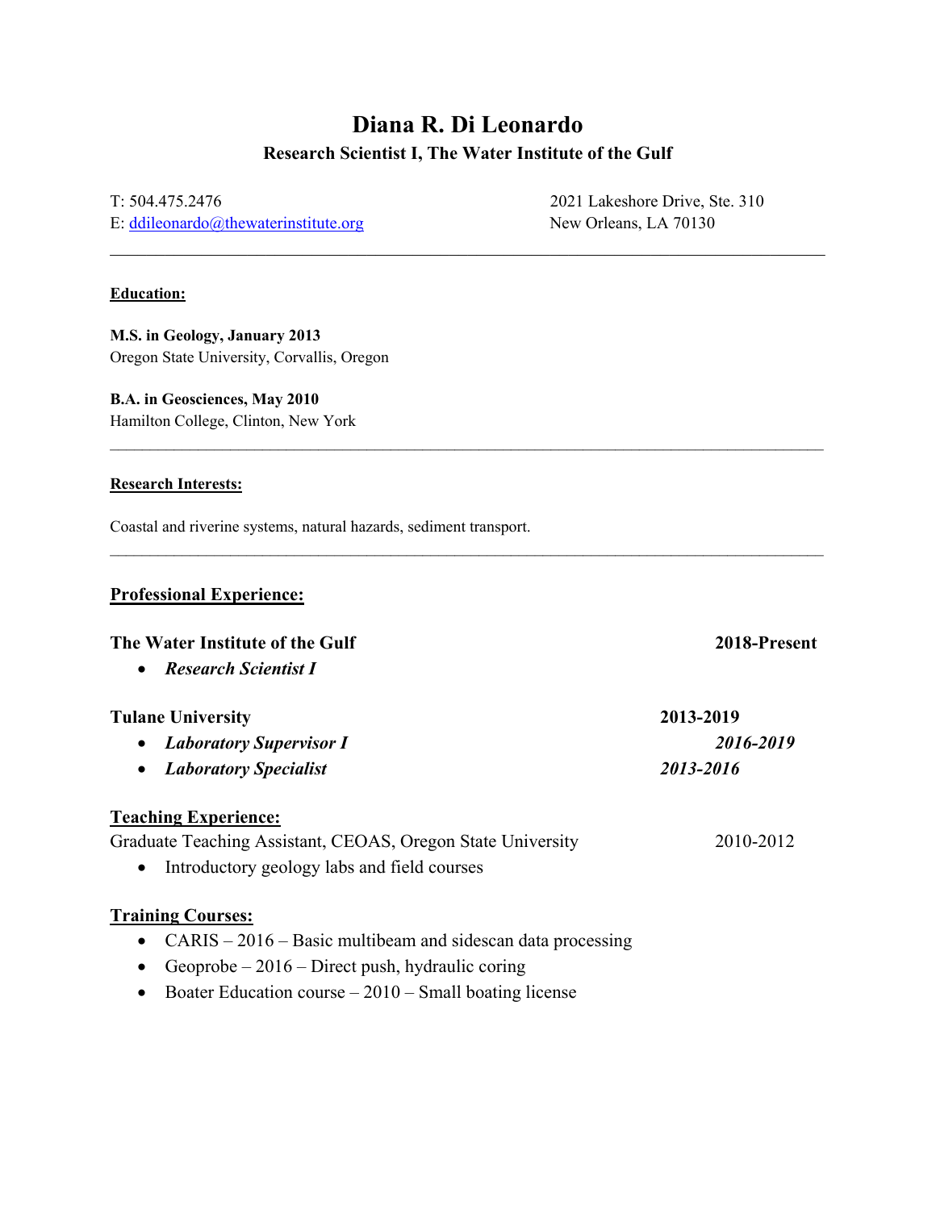# Diana R. Di Leonardo

**Research Scientist I, The Water Institute of the Gulf**

T: 504.475.2476
E: ddileonardo@thewaterinstitute.org

2021 Lakeshore Drive, Ste. 310
New Orleans, LA 70130

---

## Education:

**M.S. in Geology, January 2013**
Oregon State University, Corvallis, Oregon

**B.A. in Geosciences, May 2010**
Hamilton College, Clinton, New York

---

## Research Interests:

Coastal and riverine systems, natural hazards, sediment transport.

---

## Professional Experience:

**The Water Institute of the Gulf** — **2018-Present**

- ***Research Scientist I***

**Tulane University** — **2013-2019**

- ***Laboratory Supervisor I*** — ***2016-2019***
- ***Laboratory Specialist*** — ***2013-2016***

## Teaching Experience:

Graduate Teaching Assistant, CEOAS, Oregon State University — 2010-2012

- Introductory geology labs and field courses

## Training Courses:

- CARIS – 2016 – Basic multibeam and sidescan data processing
- Geoprobe – 2016 – Direct push, hydraulic coring
- Boater Education course – 2010 – Small boating license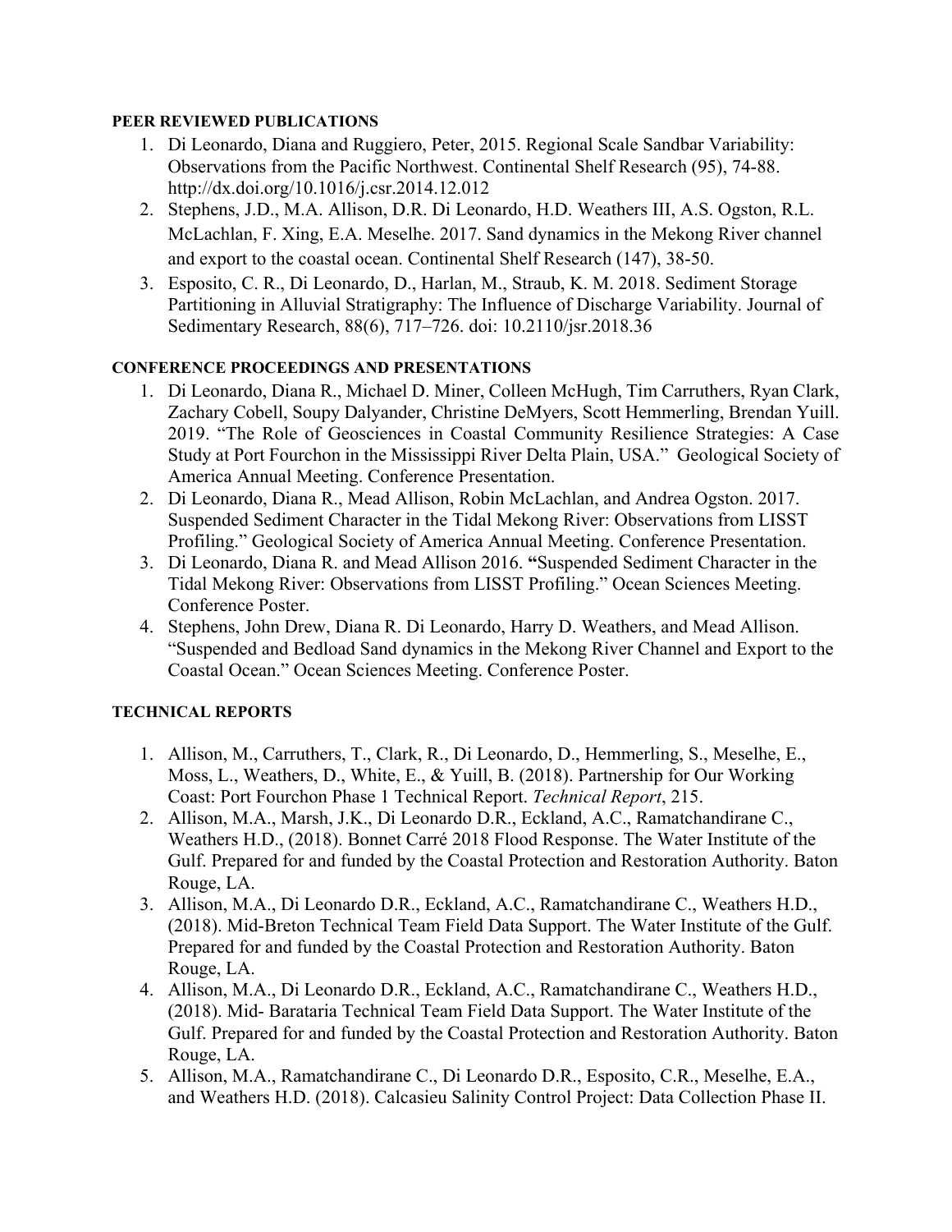**PEER REVIEWED PUBLICATIONS**

1. Di Leonardo, Diana and Ruggiero, Peter, 2015. Regional Scale Sandbar Variability: Observations from the Pacific Northwest. Continental Shelf Research (95), 74-88. http://dx.doi.org/10.1016/j.csr.2014.12.012
2. Stephens, J.D., M.A. Allison, D.R. Di Leonardo, H.D. Weathers III, A.S. Ogston, R.L. McLachlan, F. Xing, E.A. Meselhe. 2017. Sand dynamics in the Mekong River channel and export to the coastal ocean. Continental Shelf Research (147), 38-50.
3. Esposito, C. R., Di Leonardo, D., Harlan, M., Straub, K. M. 2018. Sediment Storage Partitioning in Alluvial Stratigraphy: The Influence of Discharge Variability. Journal of Sedimentary Research, 88(6), 717–726. doi: 10.2110/jsr.2018.36

**CONFERENCE PROCEEDINGS AND PRESENTATIONS**

1. Di Leonardo, Diana R., Michael D. Miner, Colleen McHugh, Tim Carruthers, Ryan Clark, Zachary Cobell, Soupy Dalyander, Christine DeMyers, Scott Hemmerling, Brendan Yuill. 2019. "The Role of Geosciences in Coastal Community Resilience Strategies: A Case Study at Port Fourchon in the Mississippi River Delta Plain, USA." Geological Society of America Annual Meeting. Conference Presentation.
2. Di Leonardo, Diana R., Mead Allison, Robin McLachlan, and Andrea Ogston. 2017. Suspended Sediment Character in the Tidal Mekong River: Observations from LISST Profiling." Geological Society of America Annual Meeting. Conference Presentation.
3. Di Leonardo, Diana R. and Mead Allison 2016. **"**Suspended Sediment Character in the Tidal Mekong River: Observations from LISST Profiling." Ocean Sciences Meeting. Conference Poster.
4. Stephens, John Drew, Diana R. Di Leonardo, Harry D. Weathers, and Mead Allison. "Suspended and Bedload Sand dynamics in the Mekong River Channel and Export to the Coastal Ocean." Ocean Sciences Meeting. Conference Poster.

**TECHNICAL REPORTS**

1. Allison, M., Carruthers, T., Clark, R., Di Leonardo, D., Hemmerling, S., Meselhe, E., Moss, L., Weathers, D., White, E., & Yuill, B. (2018). Partnership for Our Working Coast: Port Fourchon Phase 1 Technical Report. *Technical Report*, 215.
2. Allison, M.A., Marsh, J.K., Di Leonardo D.R., Eckland, A.C., Ramatchandirane C., Weathers H.D., (2018). Bonnet Carré 2018 Flood Response. The Water Institute of the Gulf. Prepared for and funded by the Coastal Protection and Restoration Authority. Baton Rouge, LA.
3. Allison, M.A., Di Leonardo D.R., Eckland, A.C., Ramatchandirane C., Weathers H.D., (2018). Mid-Breton Technical Team Field Data Support. The Water Institute of the Gulf. Prepared for and funded by the Coastal Protection and Restoration Authority. Baton Rouge, LA.
4. Allison, M.A., Di Leonardo D.R., Eckland, A.C., Ramatchandirane C., Weathers H.D., (2018). Mid- Barataria Technical Team Field Data Support. The Water Institute of the Gulf. Prepared for and funded by the Coastal Protection and Restoration Authority. Baton Rouge, LA.
5. Allison, M.A., Ramatchandirane C., Di Leonardo D.R., Esposito, C.R., Meselhe, E.A., and Weathers H.D. (2018). Calcasieu Salinity Control Project: Data Collection Phase II.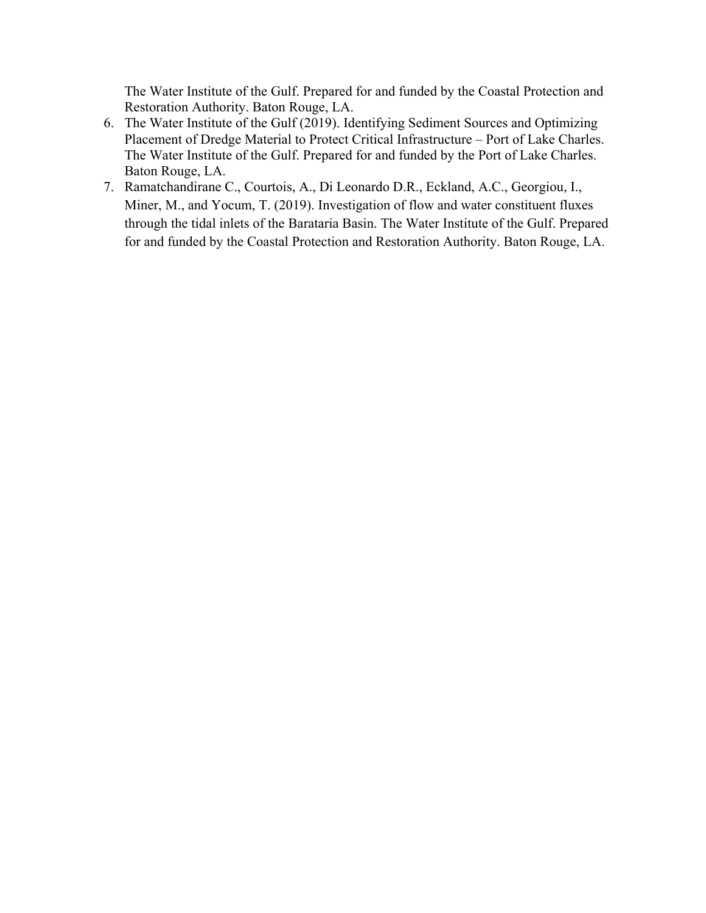The Water Institute of the Gulf. Prepared for and funded by the Coastal Protection and Restoration Authority. Baton Rouge, LA.

6. The Water Institute of the Gulf (2019). Identifying Sediment Sources and Optimizing Placement of Dredge Material to Protect Critical Infrastructure – Port of Lake Charles. The Water Institute of the Gulf. Prepared for and funded by the Port of Lake Charles. Baton Rouge, LA.
7. Ramatchandirane C., Courtois, A., Di Leonardo D.R., Eckland, A.C., Georgiou, I., Miner, M., and Yocum, T. (2019). Investigation of flow and water constituent fluxes through the tidal inlets of the Barataria Basin. The Water Institute of the Gulf. Prepared for and funded by the Coastal Protection and Restoration Authority. Baton Rouge, LA.